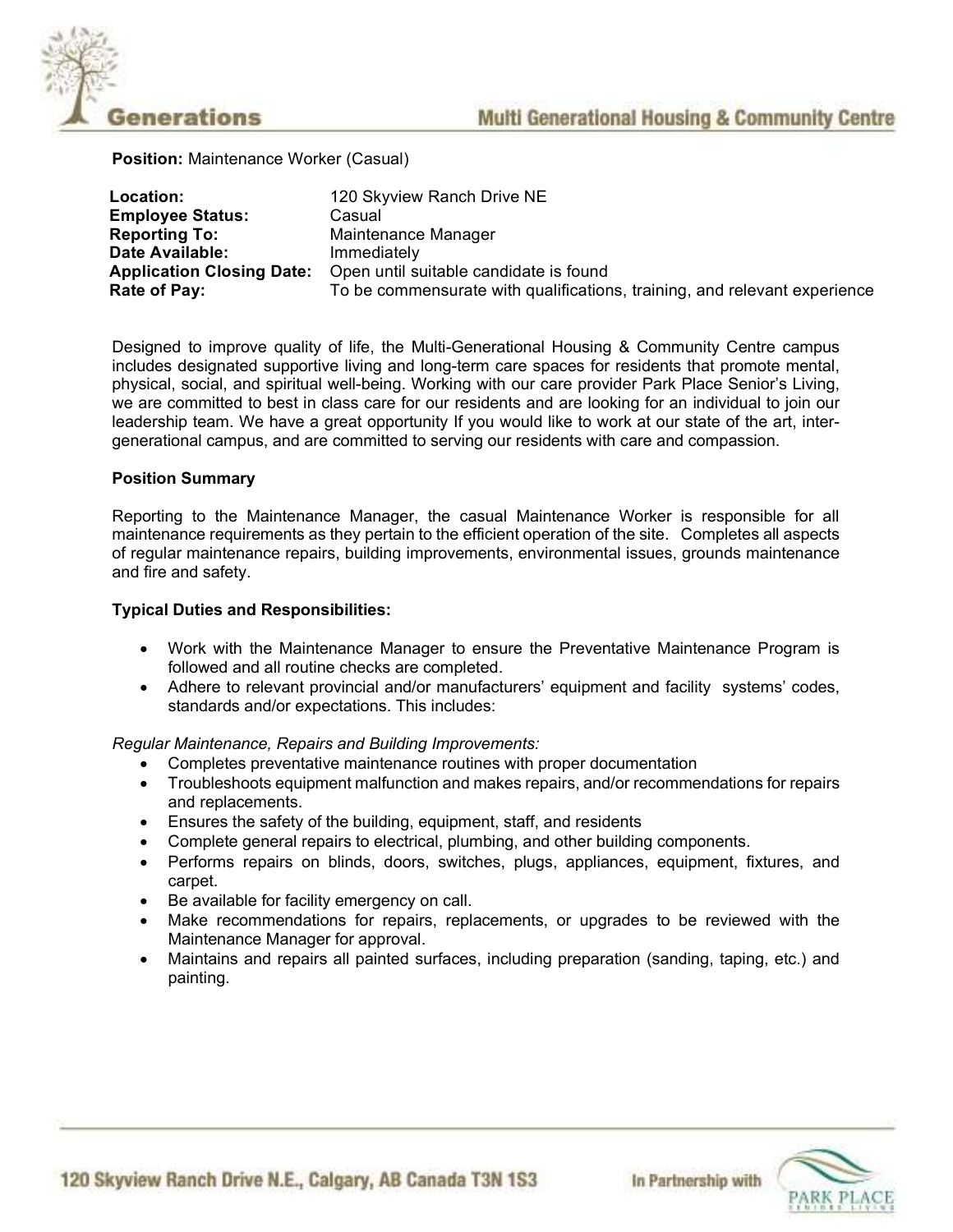**Position:** Maintenance Worker (Casual)

| | |
|---|---|
| **Location:** | 120 Skyview Ranch Drive NE |
| **Employee Status:** | Casual |
| **Reporting To:** | Maintenance Manager |
| **Date Available:** | Immediately |
| **Application Closing Date:** | Open until suitable candidate is found |
| **Rate of Pay:** | To be commensurate with qualifications, training, and relevant experience |

Designed to improve quality of life, the Multi-Generational Housing & Community Centre campus includes designated supportive living and long-term care spaces for residents that promote mental, physical, social, and spiritual well-being. Working with our care provider Park Place Senior's Living, we are committed to best in class care for our residents and are looking for an individual to join our leadership team. We have a great opportunity If you would like to work at our state of the art, inter-generational campus, and are committed to serving our residents with care and compassion.

**Position Summary**

Reporting to the Maintenance Manager, the casual Maintenance Worker is responsible for all maintenance requirements as they pertain to the efficient operation of the site. Completes all aspects of regular maintenance repairs, building improvements, environmental issues, grounds maintenance and fire and safety.

**Typical Duties and Responsibilities:**

- Work with the Maintenance Manager to ensure the Preventative Maintenance Program is followed and all routine checks are completed.
- Adhere to relevant provincial and/or manufacturers' equipment and facility systems' codes, standards and/or expectations. This includes:

*Regular Maintenance, Repairs and Building Improvements:*

- Completes preventative maintenance routines with proper documentation
- Troubleshoots equipment malfunction and makes repairs, and/or recommendations for repairs and replacements.
- Ensures the safety of the building, equipment, staff, and residents
- Complete general repairs to electrical, plumbing, and other building components.
- Performs repairs on blinds, doors, switches, plugs, appliances, equipment, fixtures, and carpet.
- Be available for facility emergency on call.
- Make recommendations for repairs, replacements, or upgrades to be reviewed with the Maintenance Manager for approval.
- Maintains and repairs all painted surfaces, including preparation (sanding, taping, etc.) and painting.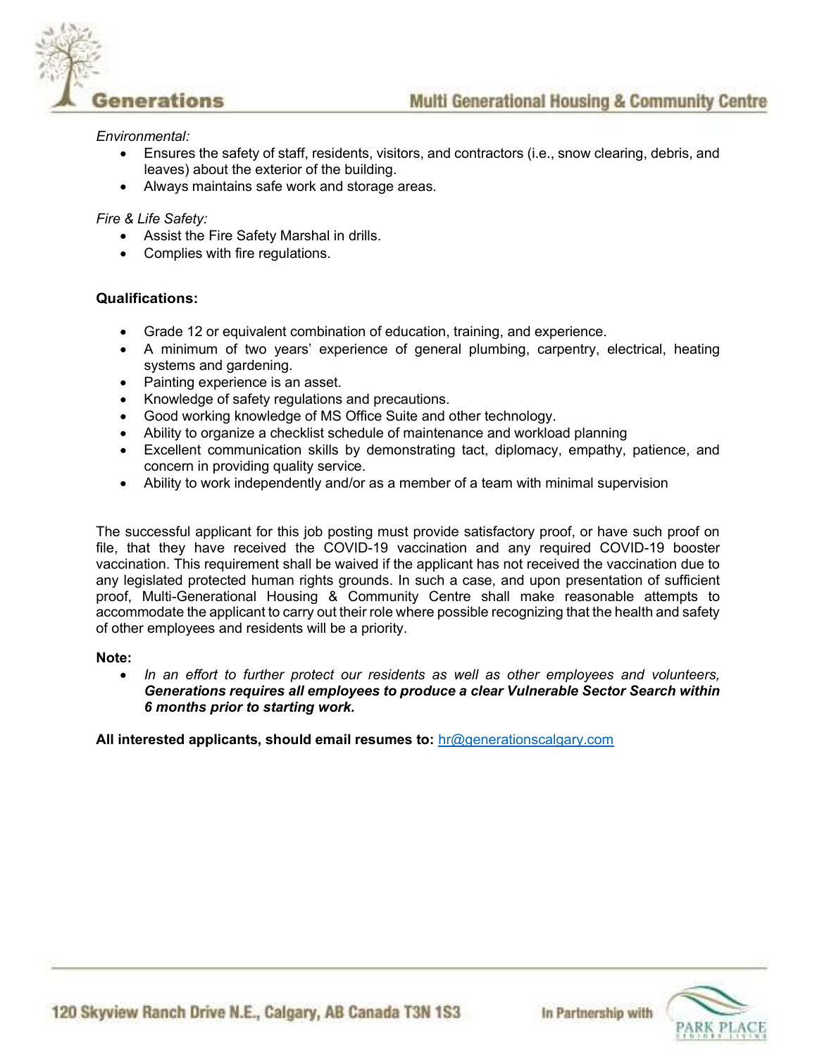*Environmental:*

- Ensures the safety of staff, residents, visitors, and contractors (i.e., snow clearing, debris, and leaves) about the exterior of the building.
- Always maintains safe work and storage areas.

*Fire & Life Safety:*

- Assist the Fire Safety Marshal in drills.
- Complies with fire regulations.

**Qualifications:**

- Grade 12 or equivalent combination of education, training, and experience.
- A minimum of two years' experience of general plumbing, carpentry, electrical, heating systems and gardening.
- Painting experience is an asset.
- Knowledge of safety regulations and precautions.
- Good working knowledge of MS Office Suite and other technology.
- Ability to organize a checklist schedule of maintenance and workload planning
- Excellent communication skills by demonstrating tact, diplomacy, empathy, patience, and concern in providing quality service.
- Ability to work independently and/or as a member of a team with minimal supervision

The successful applicant for this job posting must provide satisfactory proof, or have such proof on file, that they have received the COVID-19 vaccination and any required COVID-19 booster vaccination. This requirement shall be waived if the applicant has not received the vaccination due to any legislated protected human rights grounds. In such a case, and upon presentation of sufficient proof, Multi-Generational Housing & Community Centre shall make reasonable attempts to accommodate the applicant to carry out their role where possible recognizing that the health and safety of other employees and residents will be a priority.

**Note:**

- *In an effort to further protect our residents as well as other employees and volunteers,* ***Generations requires all employees to produce a clear Vulnerable Sector Search within 6 months prior to starting work.***

**All interested applicants, should email resumes to:** hr@generationscalgary.com